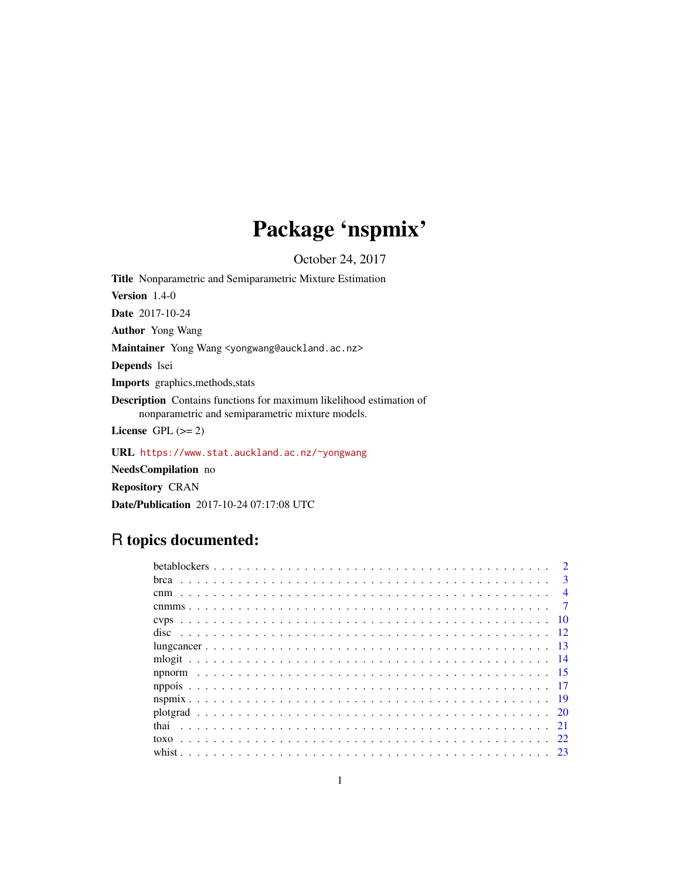# Package 'nspmix'

October 24, 2017

**Title** Nonparametric and Semiparametric Mixture Estimation

**Version** 1.4-0

**Date** 2017-10-24

**Author** Yong Wang

**Maintainer** Yong Wang <yongwang@auckland.ac.nz>

**Depends** lsei

**Imports** graphics,methods,stats

**Description** Contains functions for maximum likelihood estimation of nonparametric and semiparametric mixture models.

**License** GPL (>= 2)

**URL** https://www.stat.auckland.ac.nz/~yongwang

**NeedsCompilation** no

**Repository** CRAN

**Date/Publication** 2017-10-24 07:17:08 UTC

## R topics documented:

| | |
|---|---|
| betablockers | 2 |
| brca | 3 |
| cnm | 4 |
| cnmms | 7 |
| cvps | 10 |
| disc | 12 |
| lungcancer | 13 |
| mlogit | 14 |
| npnorm | 15 |
| nppois | 17 |
| nspmix | 19 |
| plotgrad | 20 |
| thai | 21 |
| toxo | 22 |
| whist | 23 |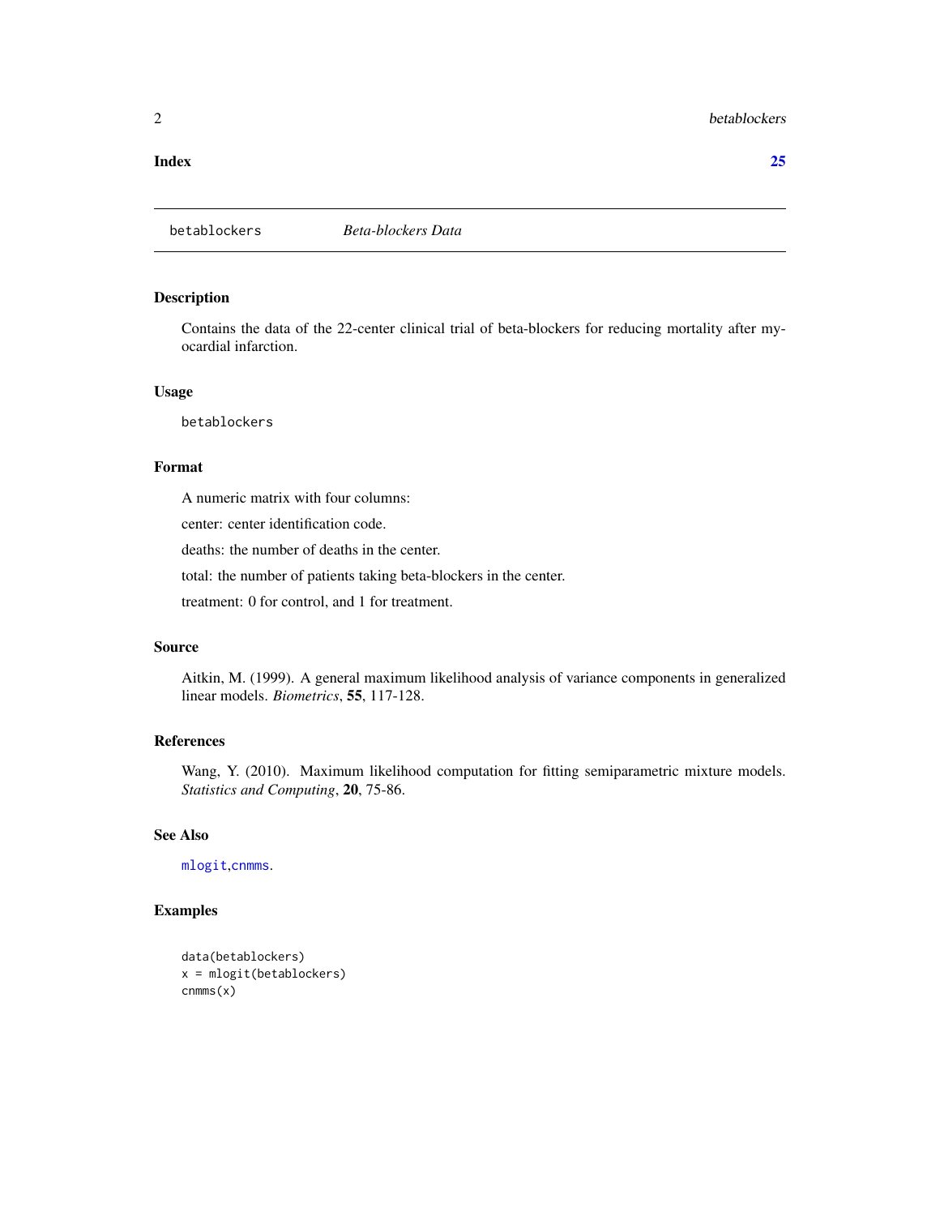**Index** **25**

betablockers *Beta-blockers Data*

## Description

Contains the data of the 22-center clinical trial of beta-blockers for reducing mortality after myocardial infarction.

## Usage

```
betablockers
```

## Format

A numeric matrix with four columns:

center: center identification code.

deaths: the number of deaths in the center.

total: the number of patients taking beta-blockers in the center.

treatment: 0 for control, and 1 for treatment.

## Source

Aitkin, M. (1999). A general maximum likelihood analysis of variance components in generalized linear models. *Biometrics*, **55**, 117-128.

## References

Wang, Y. (2010). Maximum likelihood computation for fitting semiparametric mixture models. *Statistics and Computing*, **20**, 75-86.

## See Also

mlogit,cnmms.

## Examples

```
data(betablockers)
x = mlogit(betablockers)
cnmms(x)
```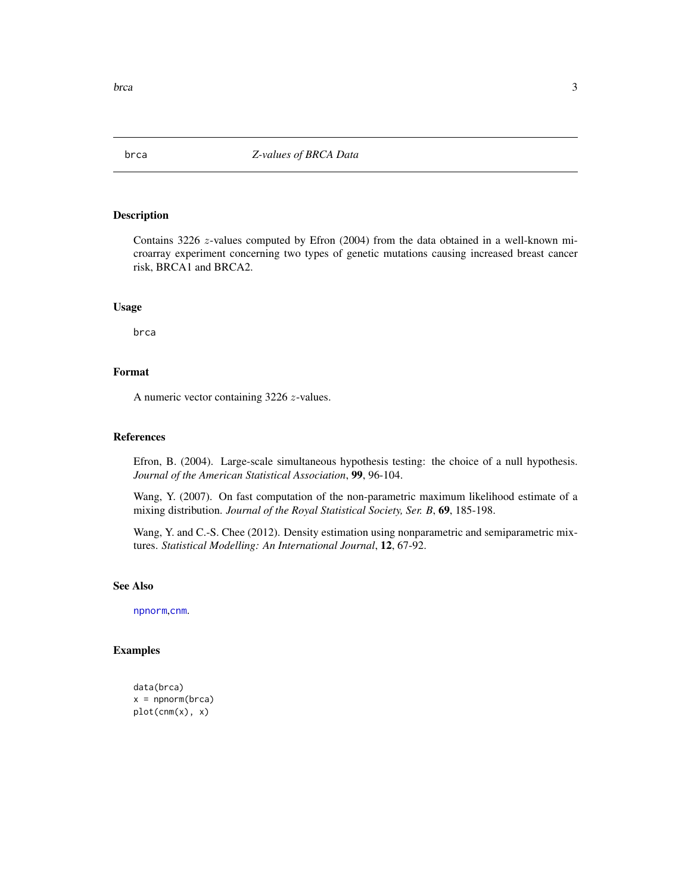brca *Z-values of BRCA Data*

## Description

Contains 3226 $z$-values computed by Efron (2004) from the data obtained in a well-known microarray experiment concerning two types of genetic mutations causing increased breast cancer risk, BRCA1 and BRCA2.

## Usage

```
brca
```

## Format

A numeric vector containing 3226 $z$-values.

## References

Efron, B. (2004). Large-scale simultaneous hypothesis testing: the choice of a null hypothesis. *Journal of the American Statistical Association*, **99**, 96-104.

Wang, Y. (2007). On fast computation of the non-parametric maximum likelihood estimate of a mixing distribution. *Journal of the Royal Statistical Society, Ser. B*, **69**, 185-198.

Wang, Y. and C.-S. Chee (2012). Density estimation using nonparametric and semiparametric mixtures. *Statistical Modelling: An International Journal*, **12**, 67-92.

## See Also

npnorm,cnm.

## Examples

```
data(brca)
x = npnorm(brca)
plot(cnm(x), x)
```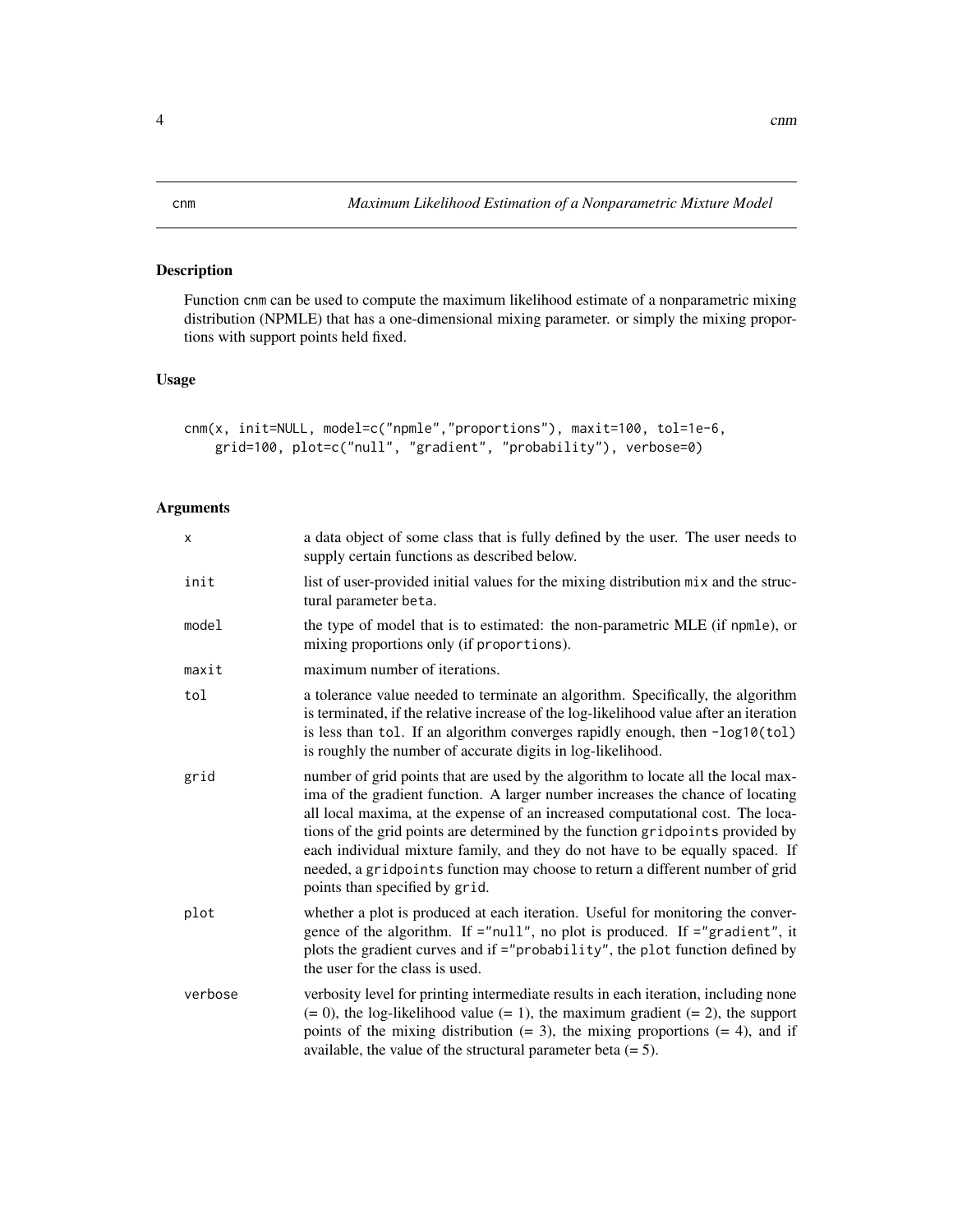# cnm — *Maximum Likelihood Estimation of a Nonparametric Mixture Model*

## Description

Function cnm can be used to compute the maximum likelihood estimate of a nonparametric mixing distribution (NPMLE) that has a one-dimensional mixing parameter. or simply the mixing proportions with support points held fixed.

## Usage

```
cnm(x, init=NULL, model=c("npmle","proportions"), maxit=100, tol=1e-6,
    grid=100, plot=c("null", "gradient", "probability"), verbose=0)
```

## Arguments

| | |
|---|---|
| x | a data object of some class that is fully defined by the user. The user needs to supply certain functions as described below. |
| init | list of user-provided initial values for the mixing distribution mix and the structural parameter beta. |
| model | the type of model that is to estimated: the non-parametric MLE (if npmle), or mixing proportions only (if proportions). |
| maxit | maximum number of iterations. |
| tol | a tolerance value needed to terminate an algorithm. Specifically, the algorithm is terminated, if the relative increase of the log-likelihood value after an iteration is less than tol. If an algorithm converges rapidly enough, then -log10(tol) is roughly the number of accurate digits in log-likelihood. |
| grid | number of grid points that are used by the algorithm to locate all the local maxima of the gradient function. A larger number increases the chance of locating all local maxima, at the expense of an increased computational cost. The locations of the grid points are determined by the function gridpoints provided by each individual mixture family, and they do not have to be equally spaced. If needed, a gridpoints function may choose to return a different number of grid points than specified by grid. |
| plot | whether a plot is produced at each iteration. Useful for monitoring the convergence of the algorithm. If ="null", no plot is produced. If ="gradient", it plots the gradient curves and if ="probability", the plot function defined by the user for the class is used. |
| verbose | verbosity level for printing intermediate results in each iteration, including none (= 0), the log-likelihood value (= 1), the maximum gradient (= 2), the support points of the mixing distribution (= 3), the mixing proportions (= 4), and if available, the value of the structural parameter beta (= 5). |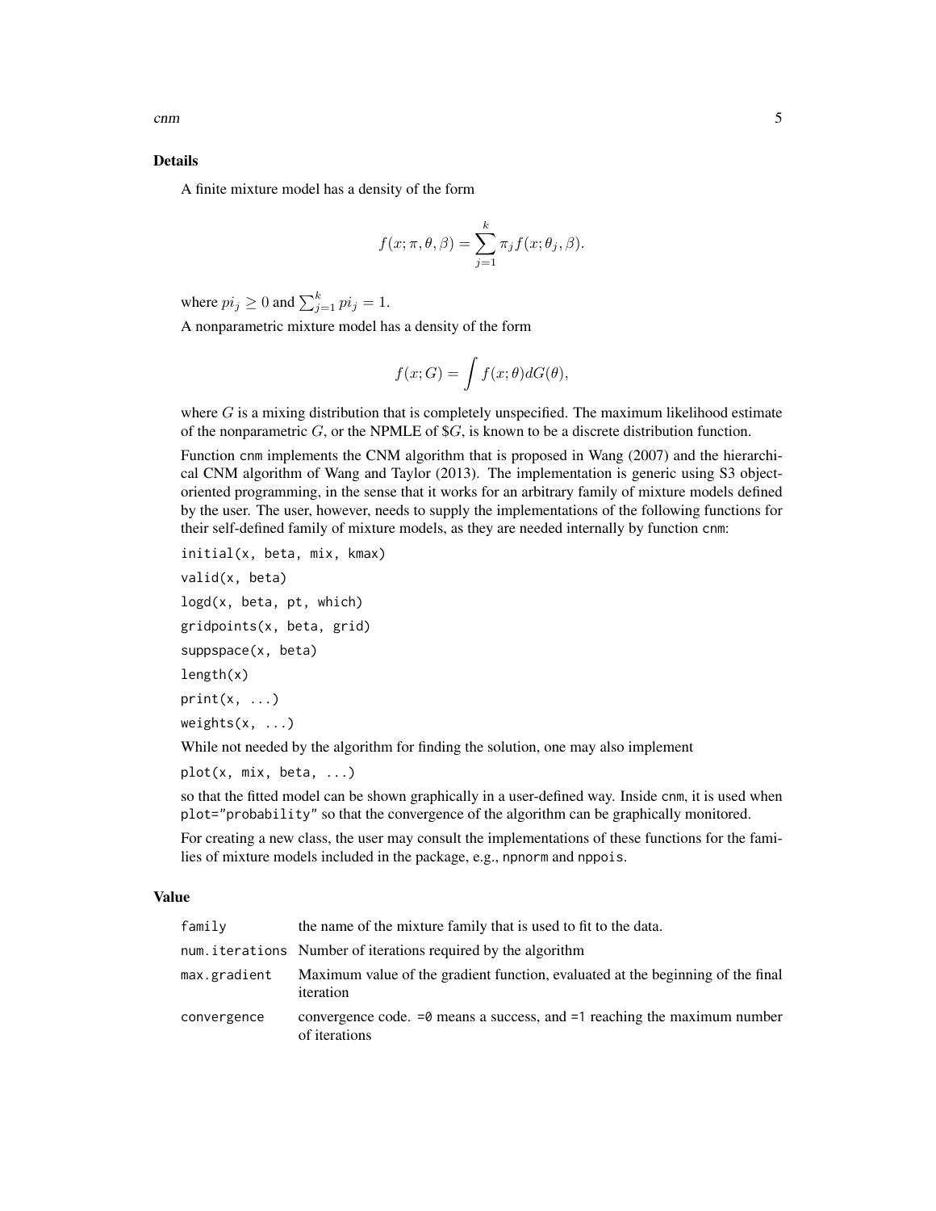## Details

A finite mixture model has a density of the form

$$f(x; \pi, \theta, \beta) = \sum_{j=1}^{k} \pi_j f(x; \theta_j, \beta).$$

where $pi_j \geq 0$ and $\sum_{j=1}^{k} pi_j = 1$.

A nonparametric mixture model has a density of the form

$$f(x; G) = \int f(x; \theta) dG(\theta),$$

where $G$ is a mixing distribution that is completely unspecified. The maximum likelihood estimate of the nonparametric $G$, or the NPMLE of \$$G$, is known to be a discrete distribution function.

Function `cnm` implements the CNM algorithm that is proposed in Wang (2007) and the hierarchical CNM algorithm of Wang and Taylor (2013). The implementation is generic using S3 object-oriented programming, in the sense that it works for an arbitrary family of mixture models defined by the user. The user, however, needs to supply the implementations of the following functions for their self-defined family of mixture models, as they are needed internally by function `cnm`:

```
initial(x, beta, mix, kmax)
valid(x, beta)
logd(x, beta, pt, which)
gridpoints(x, beta, grid)
suppspace(x, beta)
length(x)
print(x, ...)
weights(x, ...)
```

While not needed by the algorithm for finding the solution, one may also implement

```
plot(x, mix, beta, ...)
```

so that the fitted model can be shown graphically in a user-defined way. Inside `cnm`, it is used when `plot="probability"` so that the convergence of the algorithm can be graphically monitored.

For creating a new class, the user may consult the implementations of these functions for the families of mixture models included in the package, e.g., `npnorm` and `nppois`.

## Value

| | |
|---|---|
| `family` | the name of the mixture family that is used to fit to the data. |
| `num.iterations` | Number of iterations required by the algorithm |
| `max.gradient` | Maximum value of the gradient function, evaluated at the beginning of the final iteration |
| `convergence` | convergence code. `=0` means a success, and `=1` reaching the maximum number of iterations |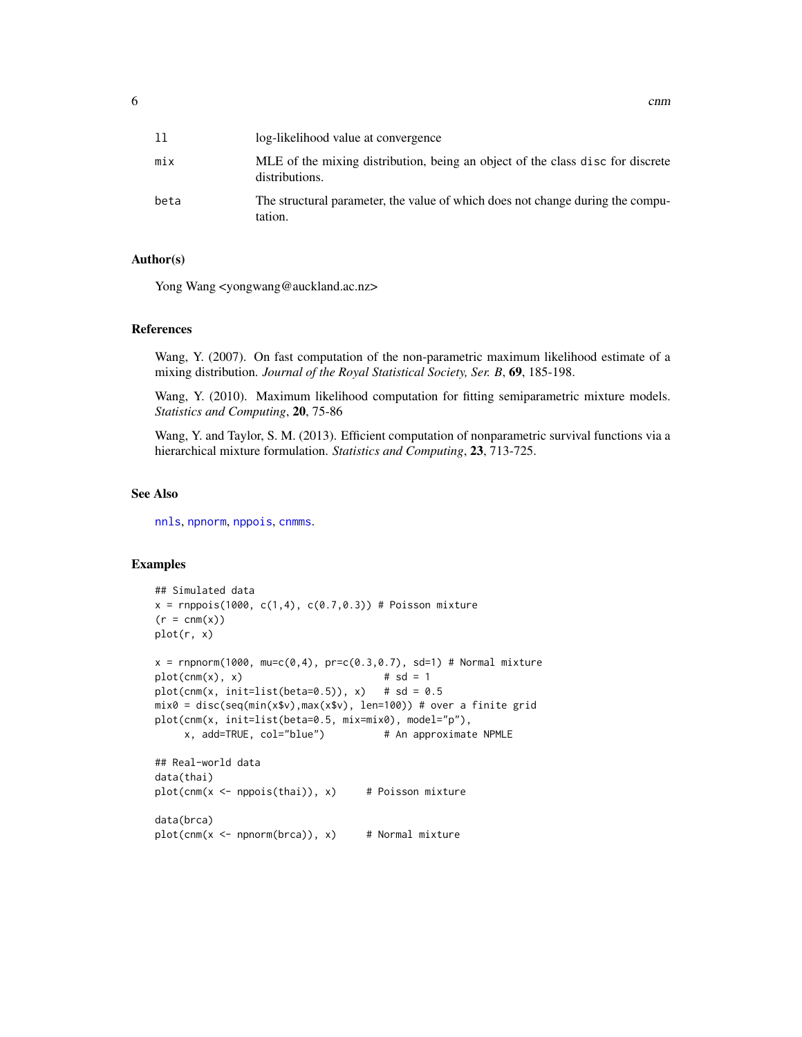| | |
|---|---|
| ll | log-likelihood value at convergence |
| mix | MLE of the mixing distribution, being an object of the class disc for discrete distributions. |
| beta | The structural parameter, the value of which does not change during the computation. |

### Author(s)

Yong Wang <yongwang@auckland.ac.nz>

### References

Wang, Y. (2007). On fast computation of the non-parametric maximum likelihood estimate of a mixing distribution. *Journal of the Royal Statistical Society, Ser. B*, **69**, 185-198.

Wang, Y. (2010). Maximum likelihood computation for fitting semiparametric mixture models. *Statistics and Computing*, **20**, 75-86

Wang, Y. and Taylor, S. M. (2013). Efficient computation of nonparametric survival functions via a hierarchical mixture formulation. *Statistics and Computing*, **23**, 713-725.

### See Also

nnls, npnorm, nppois, cnmms.

### Examples

```
## Simulated data
x = rnppois(1000, c(1,4), c(0.7,0.3)) # Poisson mixture
(r = cnm(x))
plot(r, x)

x = rnpnorm(1000, mu=c(0,4), pr=c(0.3,0.7), sd=1) # Normal mixture
plot(cnm(x), x)                        # sd = 1
plot(cnm(x, init=list(beta=0.5)), x)   # sd = 0.5
mix0 = disc(seq(min(x$v),max(x$v), len=100)) # over a finite grid
plot(cnm(x, init=list(beta=0.5, mix=mix0), model="p"),
     x, add=TRUE, col="blue")          # An approximate NPMLE

## Real-world data
data(thai)
plot(cnm(x <- nppois(thai)), x)     # Poisson mixture

data(brca)
plot(cnm(x <- npnorm(brca)), x)     # Normal mixture
```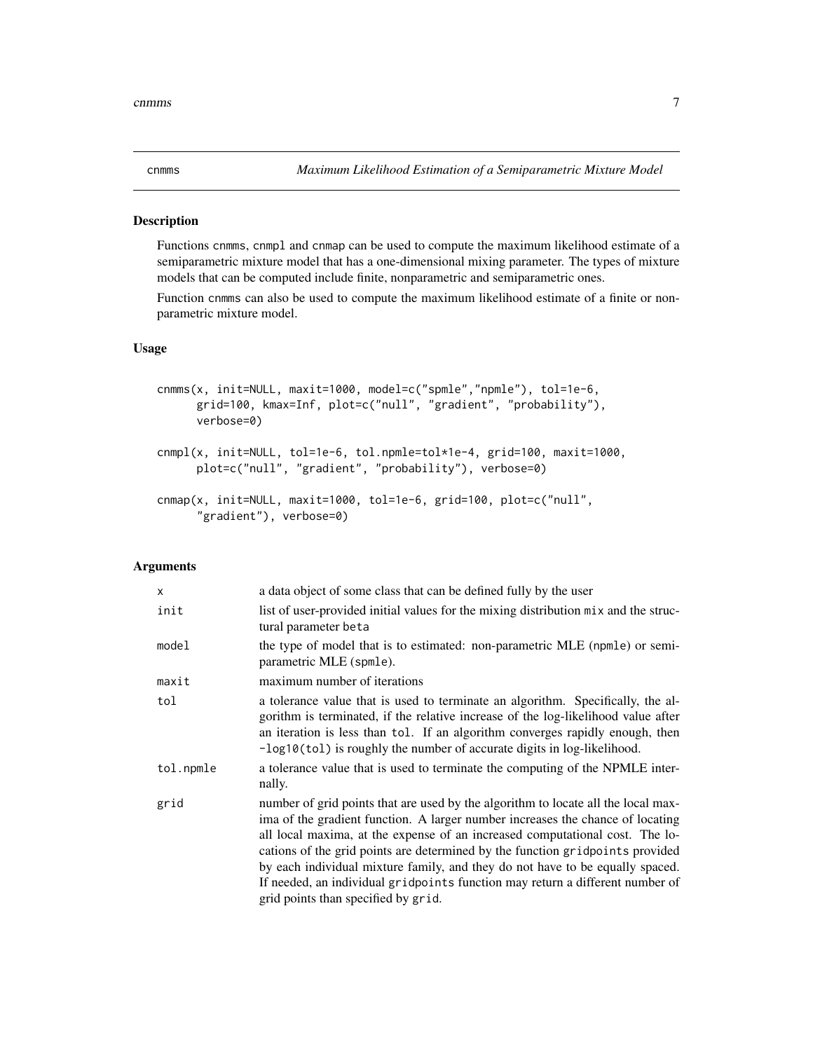cnmms *Maximum Likelihood Estimation of a Semiparametric Mixture Model*

### Description

Functions cnmms, cnmpl and cnmap can be used to compute the maximum likelihood estimate of a semiparametric mixture model that has a one-dimensional mixing parameter. The types of mixture models that can be computed include finite, nonparametric and semiparametric ones.

Function cnmms can also be used to compute the maximum likelihood estimate of a finite or non-parametric mixture model.

### Usage

```
cnmms(x, init=NULL, maxit=1000, model=c("spmle","npmle"), tol=1e-6,
      grid=100, kmax=Inf, plot=c("null", "gradient", "probability"),
      verbose=0)

cnmpl(x, init=NULL, tol=1e-6, tol.npmle=tol*1e-4, grid=100, maxit=1000,
      plot=c("null", "gradient", "probability"), verbose=0)

cnmap(x, init=NULL, maxit=1000, tol=1e-6, grid=100, plot=c("null",
      "gradient"), verbose=0)
```

### Arguments

| | |
|---|---|
| x | a data object of some class that can be defined fully by the user |
| init | list of user-provided initial values for the mixing distribution mix and the structural parameter beta |
| model | the type of model that is to estimated: non-parametric MLE (npmle) or semi-parametric MLE (spmle). |
| maxit | maximum number of iterations |
| tol | a tolerance value that is used to terminate an algorithm. Specifically, the algorithm is terminated, if the relative increase of the log-likelihood value after an iteration is less than tol. If an algorithm converges rapidly enough, then -log10(tol) is roughly the number of accurate digits in log-likelihood. |
| tol.npmle | a tolerance value that is used to terminate the computing of the NPMLE internally. |
| grid | number of grid points that are used by the algorithm to locate all the local maxima of the gradient function. A larger number increases the chance of locating all local maxima, at the expense of an increased computational cost. The locations of the grid points are determined by the function gridpoints provided by each individual mixture family, and they do not have to be equally spaced. If needed, an individual gridpoints function may return a different number of grid points than specified by grid. |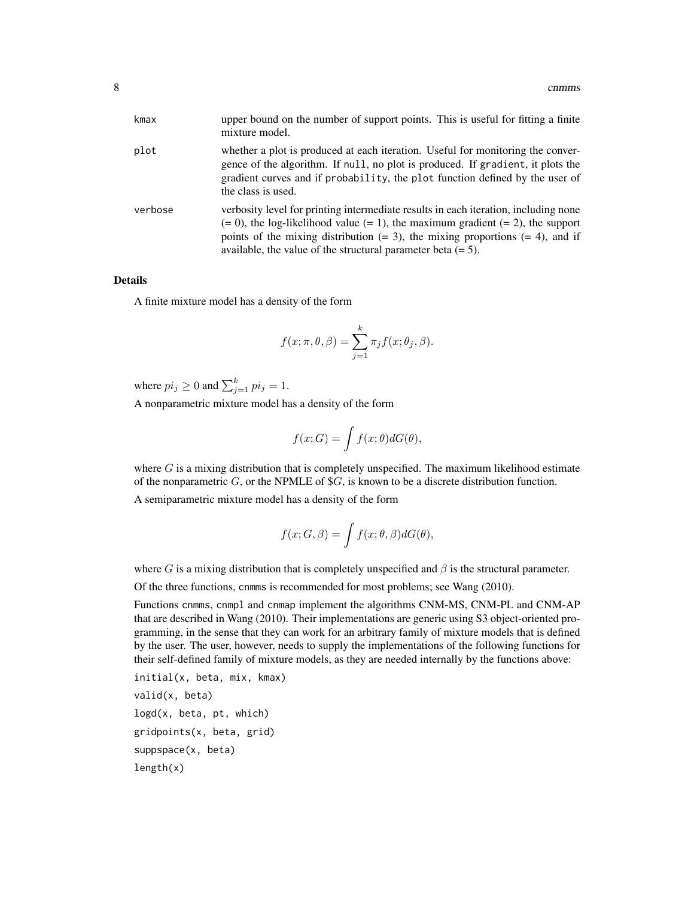kmax
: upper bound on the number of support points. This is useful for fitting a finite mixture model.

plot
: whether a plot is produced at each iteration. Useful for monitoring the convergence of the algorithm. If `null`, no plot is produced. If `gradient`, it plots the gradient curves and if `probability`, the `plot` function defined by the user of the class is used.

verbose
: verbosity level for printing intermediate results in each iteration, including none (= 0), the log-likelihood value (= 1), the maximum gradient (= 2), the support points of the mixing distribution (= 3), the mixing proportions (= 4), and if available, the value of the structural parameter beta (= 5).

### Details

A finite mixture model has a density of the form

$$f(x; \pi, \theta, \beta) = \sum_{j=1}^{k} \pi_j f(x; \theta_j, \beta).$$

where $pi_j \geq 0$ and $\sum_{j=1}^{k} pi_j = 1$.

A nonparametric mixture model has a density of the form

$$f(x; G) = \int f(x; \theta) dG(\theta),$$

where $G$ is a mixing distribution that is completely unspecified. The maximum likelihood estimate of the nonparametric $G$, or the NPMLE of $G, is known to be a discrete distribution function.

A semiparametric mixture model has a density of the form

$$f(x; G, \beta) = \int f(x; \theta, \beta) dG(\theta),$$

where $G$ is a mixing distribution that is completely unspecified and $\beta$ is the structural parameter.

Of the three functions, `cnmms` is recommended for most problems; see Wang (2010).

Functions `cnmms`, `cnmpl` and `cnmap` implement the algorithms CNM-MS, CNM-PL and CNM-AP that are described in Wang (2010). Their implementations are generic using S3 object-oriented programming, in the sense that they can work for an arbitrary family of mixture models that is defined by the user. The user, however, needs to supply the implementations of the following functions for their self-defined family of mixture models, as they are needed internally by the functions above:

```
initial(x, beta, mix, kmax)
valid(x, beta)
logd(x, beta, pt, which)
gridpoints(x, beta, grid)
suppspace(x, beta)
length(x)
```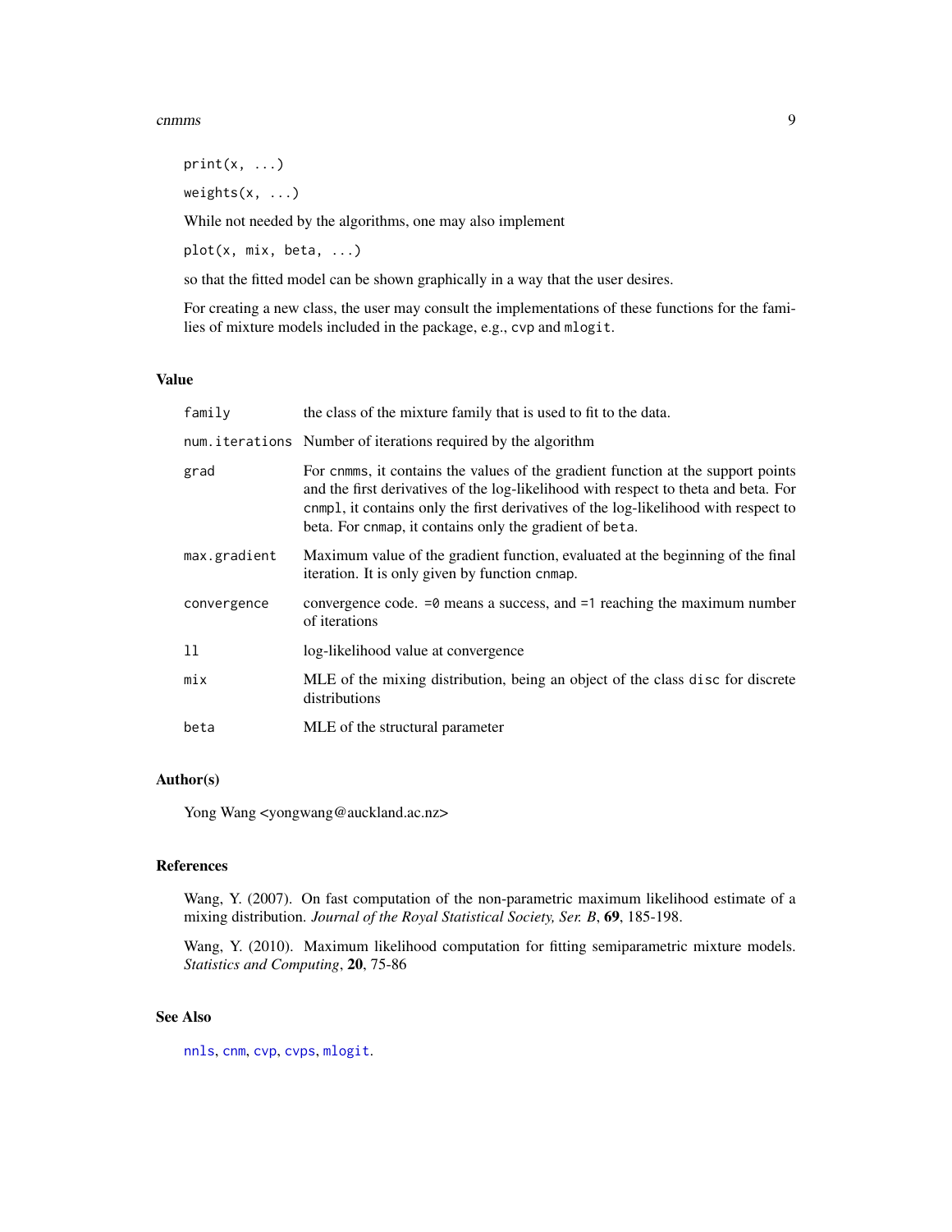```
print(x, ...)

weights(x, ...)
```

While not needed by the algorithms, one may also implement

```
plot(x, mix, beta, ...)
```

so that the fitted model can be shown graphically in a way that the user desires.

For creating a new class, the user may consult the implementations of these functions for the families of mixture models included in the package, e.g., `cvp` and `mlogit`.

## Value

| | |
|---|---|
| `family` | the class of the mixture family that is used to fit to the data. |
| `num.iterations` | Number of iterations required by the algorithm |
| `grad` | For `cnmms`, it contains the values of the gradient function at the support points and the first derivatives of the log-likelihood with respect to theta and beta. For `cnmpl`, it contains only the first derivatives of the log-likelihood with respect to beta. For `cnmap`, it contains only the gradient of `beta`. |
| `max.gradient` | Maximum value of the gradient function, evaluated at the beginning of the final iteration. It is only given by function `cnmap`. |
| `convergence` | convergence code. `=0` means a success, and `=1` reaching the maximum number of iterations |
| `ll` | log-likelihood value at convergence |
| `mix` | MLE of the mixing distribution, being an object of the class `disc` for discrete distributions |
| `beta` | MLE of the structural parameter |

## Author(s)

Yong Wang <yongwang@auckland.ac.nz>

## References

Wang, Y. (2007). On fast computation of the non-parametric maximum likelihood estimate of a mixing distribution. *Journal of the Royal Statistical Society, Ser. B*, **69**, 185-198.

Wang, Y. (2010). Maximum likelihood computation for fitting semiparametric mixture models. *Statistics and Computing*, **20**, 75-86

## See Also

`nnls`, `cnm`, `cvp`, `cvps`, `mlogit`.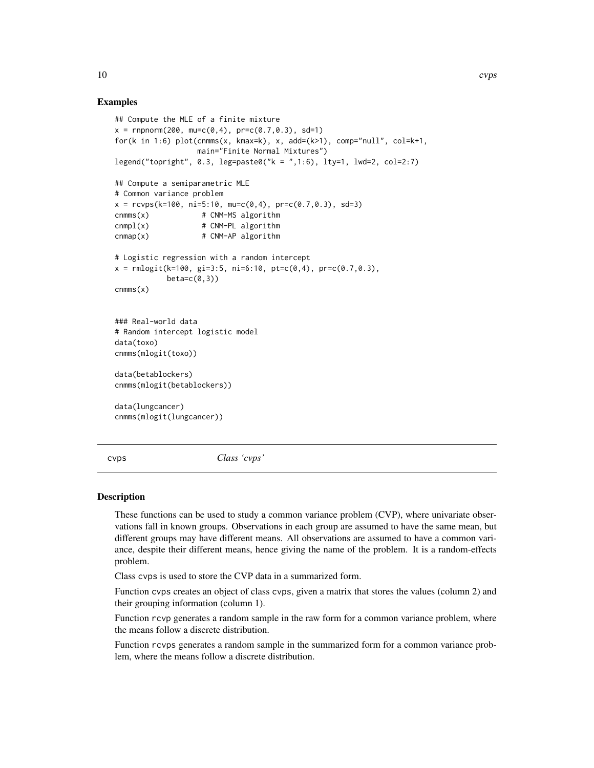## Examples

```
## Compute the MLE of a finite mixture
x = rnpnorm(200, mu=c(0,4), pr=c(0.7,0.3), sd=1)
for(k in 1:6) plot(cnmms(x, kmax=k), x, add=(k>1), comp="null", col=k+1,
                   main="Finite Normal Mixtures")
legend("topright", 0.3, leg=paste0("k = ",1:6), lty=1, lwd=2, col=2:7)

## Compute a semiparametric MLE
# Common variance problem
x = rcvps(k=100, ni=5:10, mu=c(0,4), pr=c(0.7,0.3), sd=3)
cnmms(x)           # CNM-MS algorithm
cnmpl(x)           # CNM-PL algorithm
cnmap(x)           # CNM-AP algorithm

# Logistic regression with a random intercept
x = rmlogit(k=100, gi=3:5, ni=6:10, pt=c(0,4), pr=c(0.7,0.3),
            beta=c(0,3))
cnmms(x)


### Real-world data
# Random intercept logistic model
data(toxo)
cnmms(mlogit(toxo))

data(betablockers)
cnmms(mlogit(betablockers))

data(lungcancer)
cnmms(mlogit(lungcancer))
```

---

## cvps — *Class 'cvps'*

### Description

These functions can be used to study a common variance problem (CVP), where univariate observations fall in known groups. Observations in each group are assumed to have the same mean, but different groups may have different means. All observations are assumed to have a common variance, despite their different means, hence giving the name of the problem. It is a random-effects problem.

Class cvps is used to store the CVP data in a summarized form.

Function cvps creates an object of class cvps, given a matrix that stores the values (column 2) and their grouping information (column 1).

Function rcvp generates a random sample in the raw form for a common variance problem, where the means follow a discrete distribution.

Function rcvps generates a random sample in the summarized form for a common variance problem, where the means follow a discrete distribution.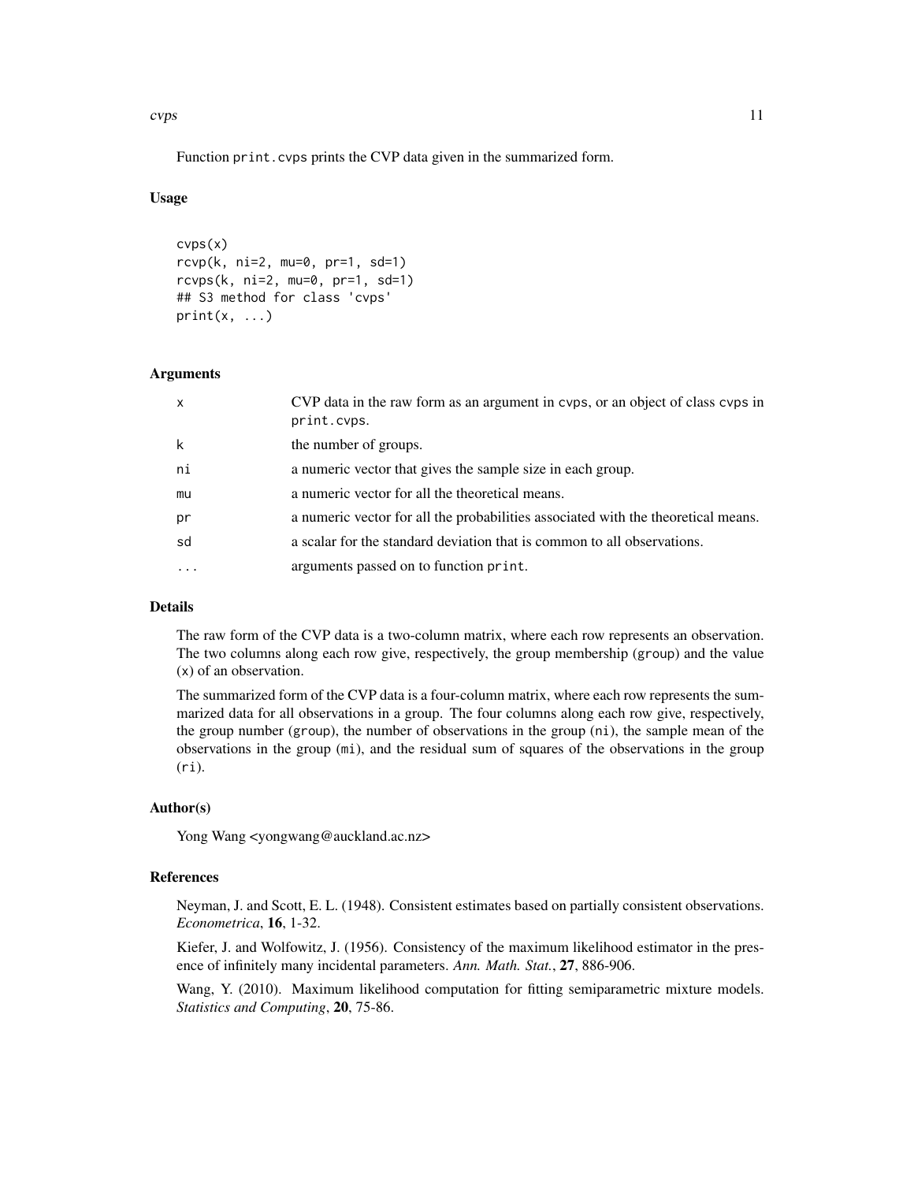Function print.cvps prints the CVP data given in the summarized form.

### Usage

```
cvps(x)
rcvp(k, ni=2, mu=0, pr=1, sd=1)
rcvps(k, ni=2, mu=0, pr=1, sd=1)
## S3 method for class 'cvps'
print(x, ...)
```

### Arguments

| | |
|---|---|
| x | CVP data in the raw form as an argument in cvps, or an object of class cvps in print.cvps. |
| k | the number of groups. |
| ni | a numeric vector that gives the sample size in each group. |
| mu | a numeric vector for all the theoretical means. |
| pr | a numeric vector for all the probabilities associated with the theoretical means. |
| sd | a scalar for the standard deviation that is common to all observations. |
| ... | arguments passed on to function print. |

### Details

The raw form of the CVP data is a two-column matrix, where each row represents an observation. The two columns along each row give, respectively, the group membership (group) and the value (x) of an observation.

The summarized form of the CVP data is a four-column matrix, where each row represents the summarized data for all observations in a group. The four columns along each row give, respectively, the group number (group), the number of observations in the group (ni), the sample mean of the observations in the group (mi), and the residual sum of squares of the observations in the group (ri).

### Author(s)

Yong Wang <yongwang@auckland.ac.nz>

### References

Neyman, J. and Scott, E. L. (1948). Consistent estimates based on partially consistent observations. *Econometrica*, **16**, 1-32.

Kiefer, J. and Wolfowitz, J. (1956). Consistency of the maximum likelihood estimator in the presence of infinitely many incidental parameters. *Ann. Math. Stat.*, **27**, 886-906.

Wang, Y. (2010). Maximum likelihood computation for fitting semiparametric mixture models. *Statistics and Computing*, **20**, 75-86.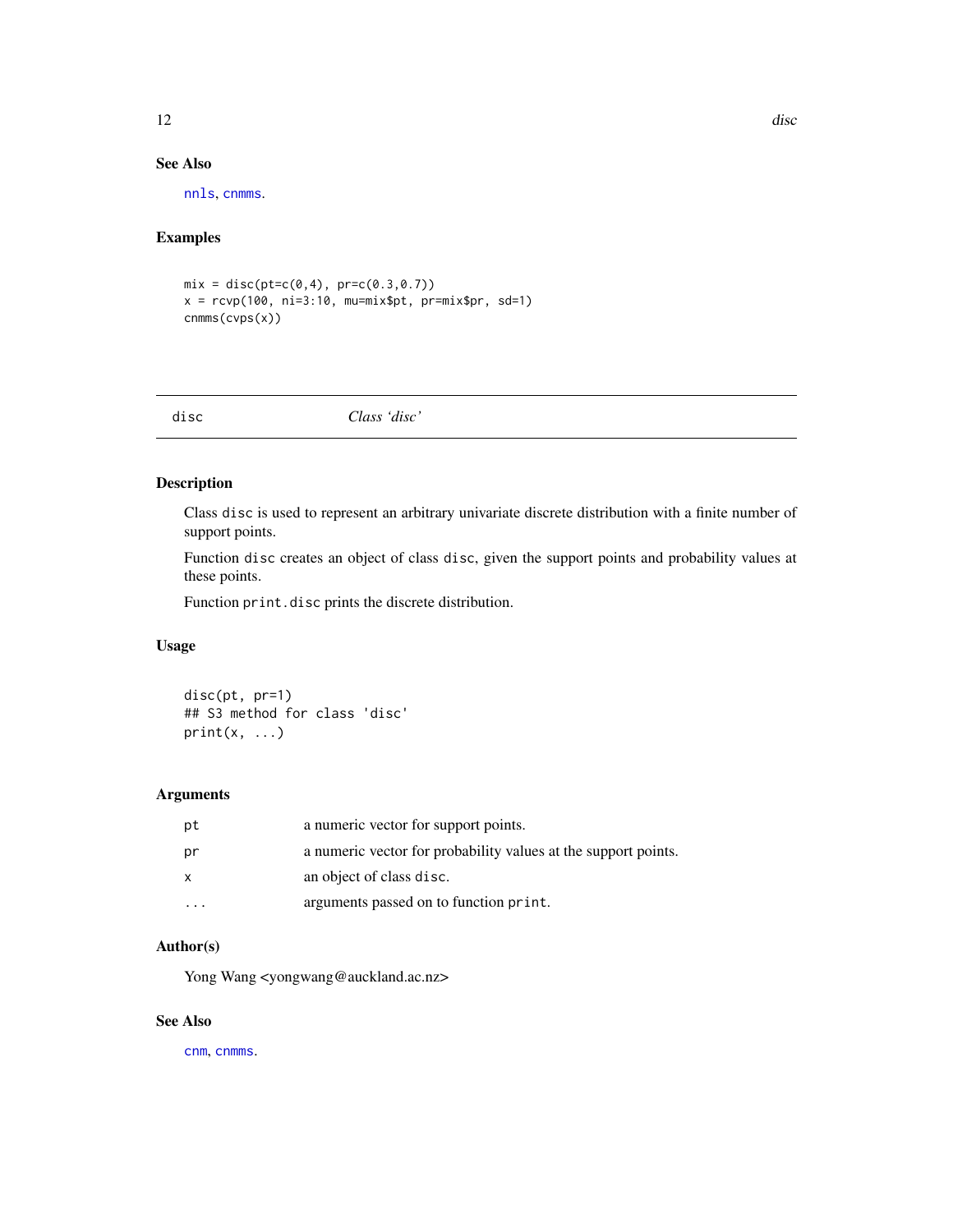### See Also

nnls, cnmms.

### Examples

```
mix = disc(pt=c(0,4), pr=c(0.3,0.7))
x = rcvp(100, ni=3:10, mu=mix$pt, pr=mix$pr, sd=1)
cnmms(cvps(x))
```

---

## disc *Class 'disc'*

---

### Description

Class disc is used to represent an arbitrary univariate discrete distribution with a finite number of support points.

Function disc creates an object of class disc, given the support points and probability values at these points.

Function print.disc prints the discrete distribution.

### Usage

```
disc(pt, pr=1)
## S3 method for class 'disc'
print(x, ...)
```

### Arguments

| | |
|---|---|
| pt | a numeric vector for support points. |
| pr | a numeric vector for probability values at the support points. |
| x | an object of class disc. |
| ... | arguments passed on to function print. |

### Author(s)

Yong Wang <yongwang@auckland.ac.nz>

### See Also

cnm, cnmms.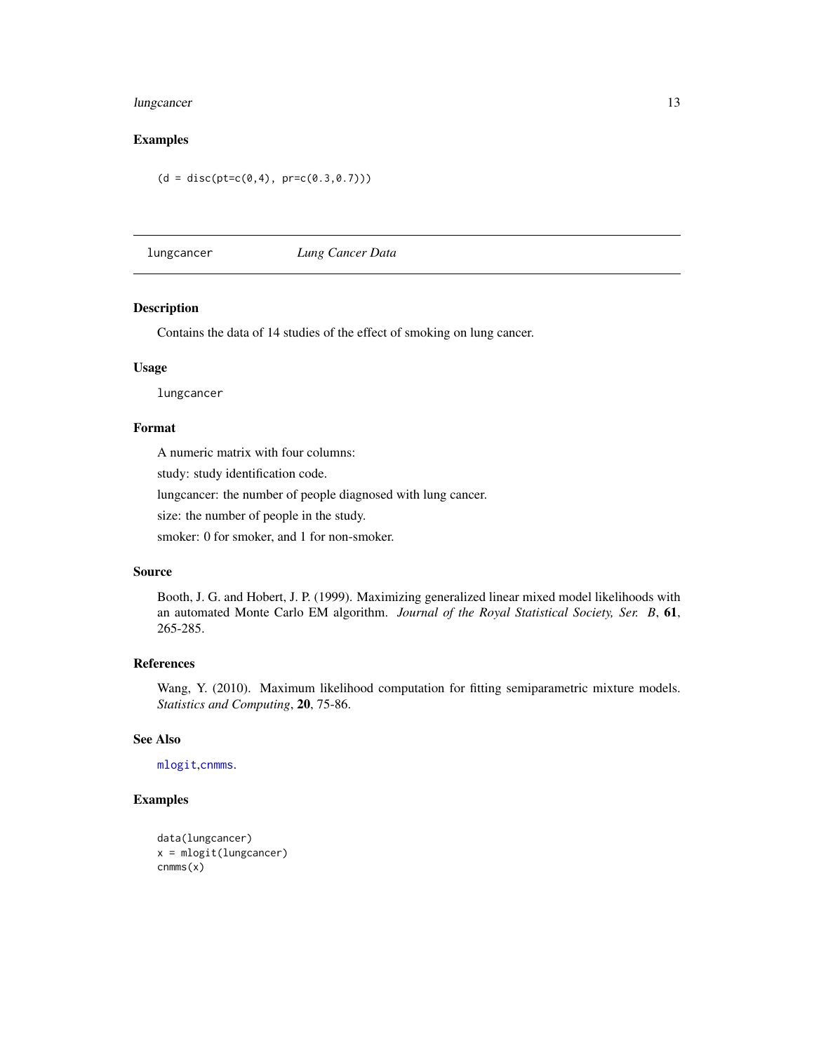## Examples

```
(d = disc(pt=c(0,4), pr=c(0.3,0.7)))
```

---

## lungcancer *Lung Cancer Data*

### Description

Contains the data of 14 studies of the effect of smoking on lung cancer.

### Usage

```
lungcancer
```

### Format

A numeric matrix with four columns:

study: study identification code.

lungcancer: the number of people diagnosed with lung cancer.

size: the number of people in the study.

smoker: 0 for smoker, and 1 for non-smoker.

### Source

Booth, J. G. and Hobert, J. P. (1999). Maximizing generalized linear mixed model likelihoods with an automated Monte Carlo EM algorithm. *Journal of the Royal Statistical Society, Ser. B*, **61**, 265-285.

### References

Wang, Y. (2010). Maximum likelihood computation for fitting semiparametric mixture models. *Statistics and Computing*, **20**, 75-86.

### See Also

mlogit,cnmms.

### Examples

```
data(lungcancer)
x = mlogit(lungcancer)
cnmms(x)
```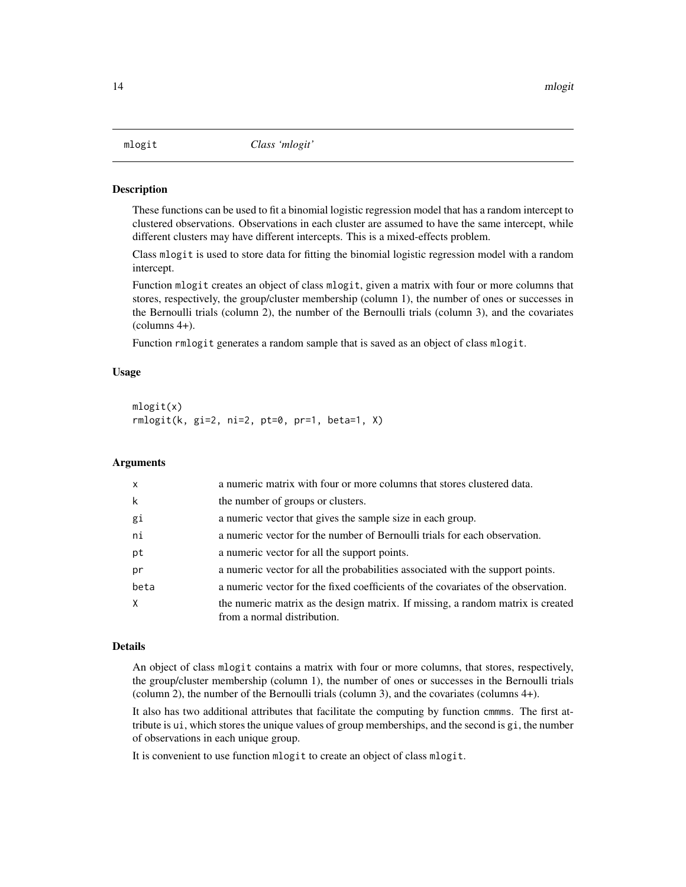# mlogit — *Class 'mlogit'*

## Description

These functions can be used to fit a binomial logistic regression model that has a random intercept to clustered observations. Observations in each cluster are assumed to have the same intercept, while different clusters may have different intercepts. This is a mixed-effects problem.

Class `mlogit` is used to store data for fitting the binomial logistic regression model with a random intercept.

Function `mlogit` creates an object of class `mlogit`, given a matrix with four or more columns that stores, respectively, the group/cluster membership (column 1), the number of ones or successes in the Bernoulli trials (column 2), the number of the Bernoulli trials (column 3), and the covariates (columns 4+).

Function `rmlogit` generates a random sample that is saved as an object of class `mlogit`.

## Usage

```
mlogit(x)
rmlogit(k, gi=2, ni=2, pt=0, pr=1, beta=1, X)
```

## Arguments

| | |
|---|---|
| `x` | a numeric matrix with four or more columns that stores clustered data. |
| `k` | the number of groups or clusters. |
| `gi` | a numeric vector that gives the sample size in each group. |
| `ni` | a numeric vector for the number of Bernoulli trials for each observation. |
| `pt` | a numeric vector for all the support points. |
| `pr` | a numeric vector for all the probabilities associated with the support points. |
| `beta` | a numeric vector for the fixed coefficients of the covariates of the observation. |
| `X` | the numeric matrix as the design matrix. If missing, a random matrix is created from a normal distribution. |

## Details

An object of class `mlogit` contains a matrix with four or more columns, that stores, respectively, the group/cluster membership (column 1), the number of ones or successes in the Bernoulli trials (column 2), the number of the Bernoulli trials (column 3), and the covariates (columns 4+).

It also has two additional attributes that facilitate the computing by function `cmmms`. The first attribute is `ui`, which stores the unique values of group memberships, and the second is `gi`, the number of observations in each unique group.

It is convenient to use function `mlogit` to create an object of class `mlogit`.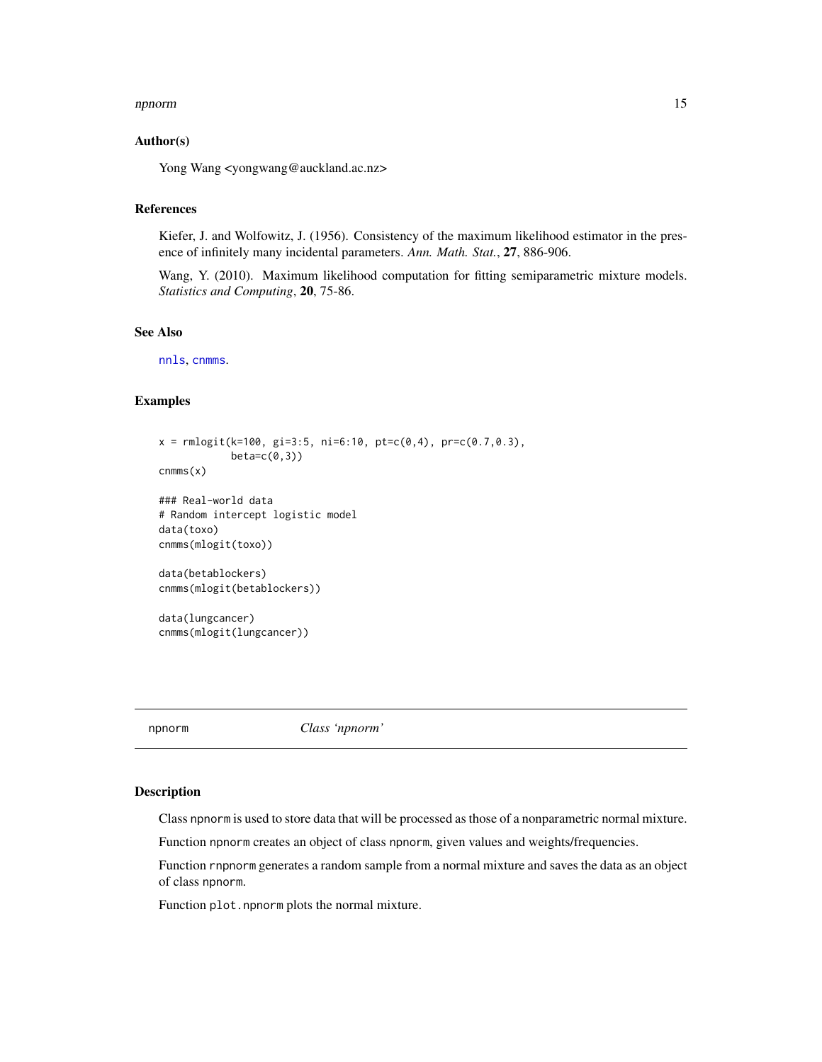### Author(s)

Yong Wang <yongwang@auckland.ac.nz>

### References

Kiefer, J. and Wolfowitz, J. (1956). Consistency of the maximum likelihood estimator in the presence of infinitely many incidental parameters. *Ann. Math. Stat.*, **27**, 886-906.

Wang, Y. (2010). Maximum likelihood computation for fitting semiparametric mixture models. *Statistics and Computing*, **20**, 75-86.

### See Also

nnls, cnmms.

### Examples

```
x = rmlogit(k=100, gi=3:5, ni=6:10, pt=c(0,4), pr=c(0.7,0.3),
            beta=c(0,3))
cnmms(x)

### Real-world data
# Random intercept logistic model
data(toxo)
cnmms(mlogit(toxo))

data(betablockers)
cnmms(mlogit(betablockers))

data(lungcancer)
cnmms(mlogit(lungcancer))
```

---

## npnorm — *Class 'npnorm'*

### Description

Class npnorm is used to store data that will be processed as those of a nonparametric normal mixture.

Function npnorm creates an object of class npnorm, given values and weights/frequencies.

Function rnpnorm generates a random sample from a normal mixture and saves the data as an object of class npnorm.

Function plot.npnorm plots the normal mixture.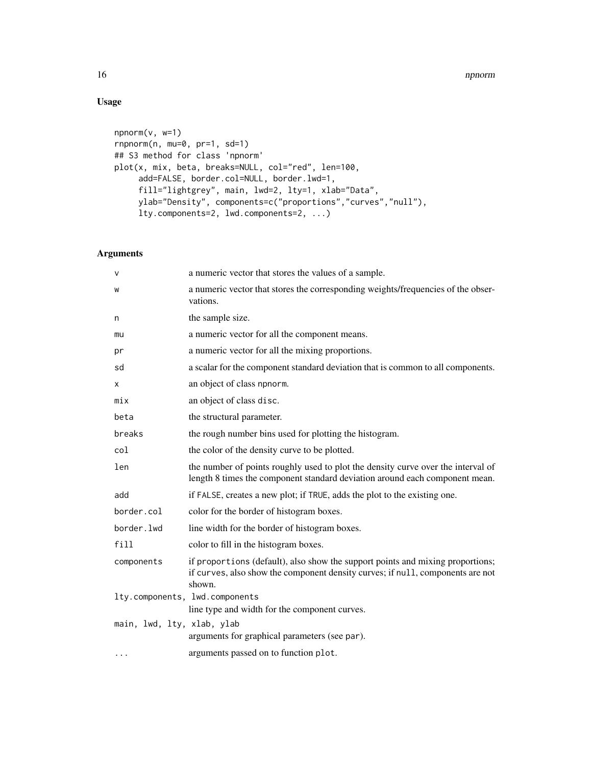## Usage

```
npnorm(v, w=1)
rnpnorm(n, mu=0, pr=1, sd=1)
## S3 method for class 'npnorm'
plot(x, mix, beta, breaks=NULL, col="red", len=100,
     add=FALSE, border.col=NULL, border.lwd=1,
     fill="lightgrey", main, lwd=2, lty=1, xlab="Data",
     ylab="Density", components=c("proportions","curves","null"),
     lty.components=2, lwd.components=2, ...)
```

## Arguments

| | |
|---|---|
| `v` | a numeric vector that stores the values of a sample. |
| `w` | a numeric vector that stores the corresponding weights/frequencies of the observations. |
| `n` | the sample size. |
| `mu` | a numeric vector for all the component means. |
| `pr` | a numeric vector for all the mixing proportions. |
| `sd` | a scalar for the component standard deviation that is common to all components. |
| `x` | an object of class `npnorm`. |
| `mix` | an object of class `disc`. |
| `beta` | the structural parameter. |
| `breaks` | the rough number bins used for plotting the histogram. |
| `col` | the color of the density curve to be plotted. |
| `len` | the number of points roughly used to plot the density curve over the interval of length 8 times the component standard deviation around each component mean. |
| `add` | if `FALSE`, creates a new plot; if `TRUE`, adds the plot to the existing one. |
| `border.col` | color for the border of histogram boxes. |
| `border.lwd` | line width for the border of histogram boxes. |
| `fill` | color to fill in the histogram boxes. |
| `components` | if `proportions` (default), also show the support points and mixing proportions; if `curves`, also show the component density curves; if `null`, components are not shown. |
| `lty.components, lwd.components` | line type and width for the component curves. |
| `main, lwd, lty, xlab, ylab` | arguments for graphical parameters (see `par`). |
| `...` | arguments passed on to function `plot`. |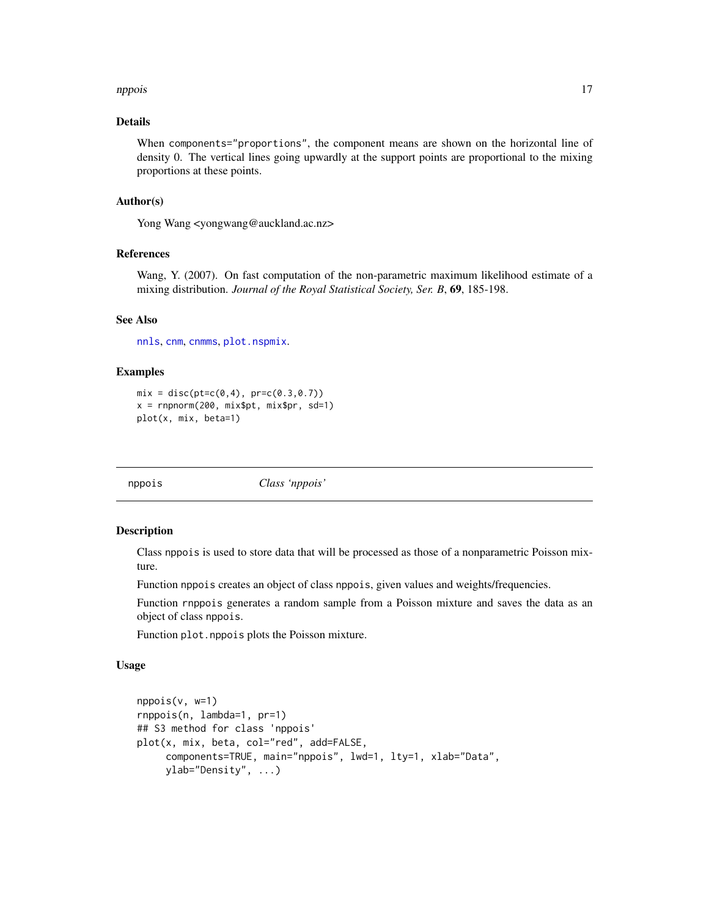### Details

When `components="proportions"`, the component means are shown on the horizontal line of density 0. The vertical lines going upwardly at the support points are proportional to the mixing proportions at these points.

### Author(s)

Yong Wang <yongwang@auckland.ac.nz>

### References

Wang, Y. (2007). On fast computation of the non-parametric maximum likelihood estimate of a mixing distribution. *Journal of the Royal Statistical Society, Ser. B*, **69**, 185-198.

### See Also

nnls, cnm, cnmms, plot.nspmix.

### Examples

```
mix = disc(pt=c(0,4), pr=c(0.3,0.7))
x = rnpnorm(200, mix$pt, mix$pr, sd=1)
plot(x, mix, beta=1)
```

---

## nppois *Class 'nppois'*

---

### Description

Class `nppois` is used to store data that will be processed as those of a nonparametric Poisson mixture.

Function `nppois` creates an object of class `nppois`, given values and weights/frequencies.

Function `rnppois` generates a random sample from a Poisson mixture and saves the data as an object of class `nppois`.

Function `plot.nppois` plots the Poisson mixture.

### Usage

```
nppois(v, w=1)
rnppois(n, lambda=1, pr=1)
## S3 method for class 'nppois'
plot(x, mix, beta, col="red", add=FALSE,
     components=TRUE, main="nppois", lwd=1, lty=1, xlab="Data",
     ylab="Density", ...)
```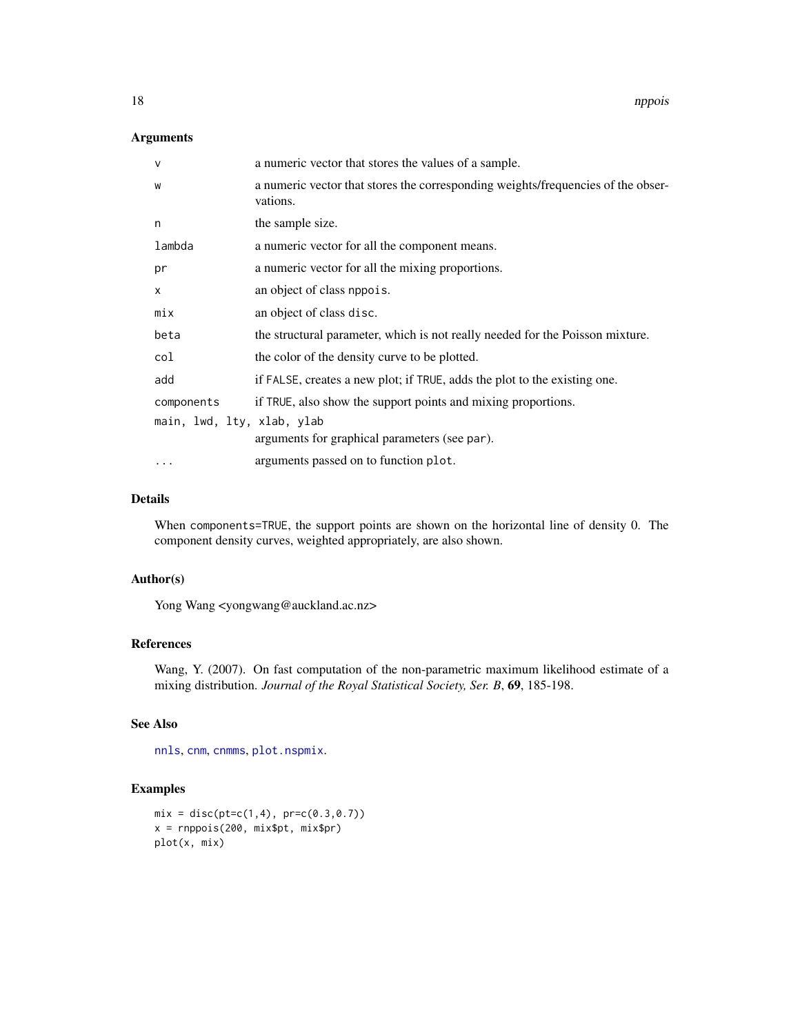## Arguments

| | |
|---|---|
| `v` | a numeric vector that stores the values of a sample. |
| `w` | a numeric vector that stores the corresponding weights/frequencies of the observations. |
| `n` | the sample size. |
| `lambda` | a numeric vector for all the component means. |
| `pr` | a numeric vector for all the mixing proportions. |
| `x` | an object of class `nppois`. |
| `mix` | an object of class `disc`. |
| `beta` | the structural parameter, which is not really needed for the Poisson mixture. |
| `col` | the color of the density curve to be plotted. |
| `add` | if `FALSE`, creates a new plot; if `TRUE`, adds the plot to the existing one. |
| `components` | if `TRUE`, also show the support points and mixing proportions. |
| `main, lwd, lty, xlab, ylab` | arguments for graphical parameters (see `par`). |
| `...` | arguments passed on to function `plot`. |

## Details

When `components=TRUE`, the support points are shown on the horizontal line of density 0. The component density curves, weighted appropriately, are also shown.

## Author(s)

Yong Wang <yongwang@auckland.ac.nz>

## References

Wang, Y. (2007). On fast computation of the non-parametric maximum likelihood estimate of a mixing distribution. *Journal of the Royal Statistical Society, Ser. B*, **69**, 185-198.

## See Also

`nnls`, `cnm`, `cnmms`, `plot.nspmix`.

## Examples

```
mix = disc(pt=c(1,4), pr=c(0.3,0.7))
x = rnppois(200, mix$pt, mix$pr)
plot(x, mix)
```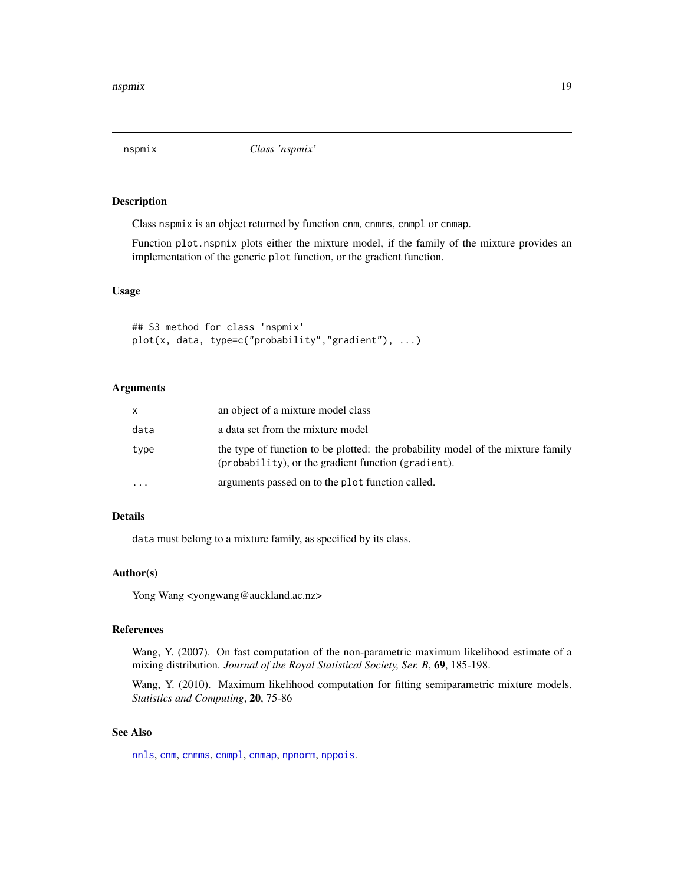# nspmix — *Class 'nspmix'*

## Description

Class nspmix is an object returned by function cnm, cnmms, cnmpl or cnmap.

Function plot.nspmix plots either the mixture model, if the family of the mixture provides an implementation of the generic plot function, or the gradient function.

## Usage

```
## S3 method for class 'nspmix'
plot(x, data, type=c("probability","gradient"), ...)
```

## Arguments

| | |
|---|---|
| x | an object of a mixture model class |
| data | a data set from the mixture model |
| type | the type of function to be plotted: the probability model of the mixture family (probability), or the gradient function (gradient). |
| ... | arguments passed on to the plot function called. |

## Details

data must belong to a mixture family, as specified by its class.

## Author(s)

Yong Wang <yongwang@auckland.ac.nz>

## References

Wang, Y. (2007). On fast computation of the non-parametric maximum likelihood estimate of a mixing distribution. *Journal of the Royal Statistical Society, Ser. B*, **69**, 185-198.

Wang, Y. (2010). Maximum likelihood computation for fitting semiparametric mixture models. *Statistics and Computing*, **20**, 75-86

## See Also

nnls, cnm, cnmms, cnmpl, cnmap, npnorm, nppois.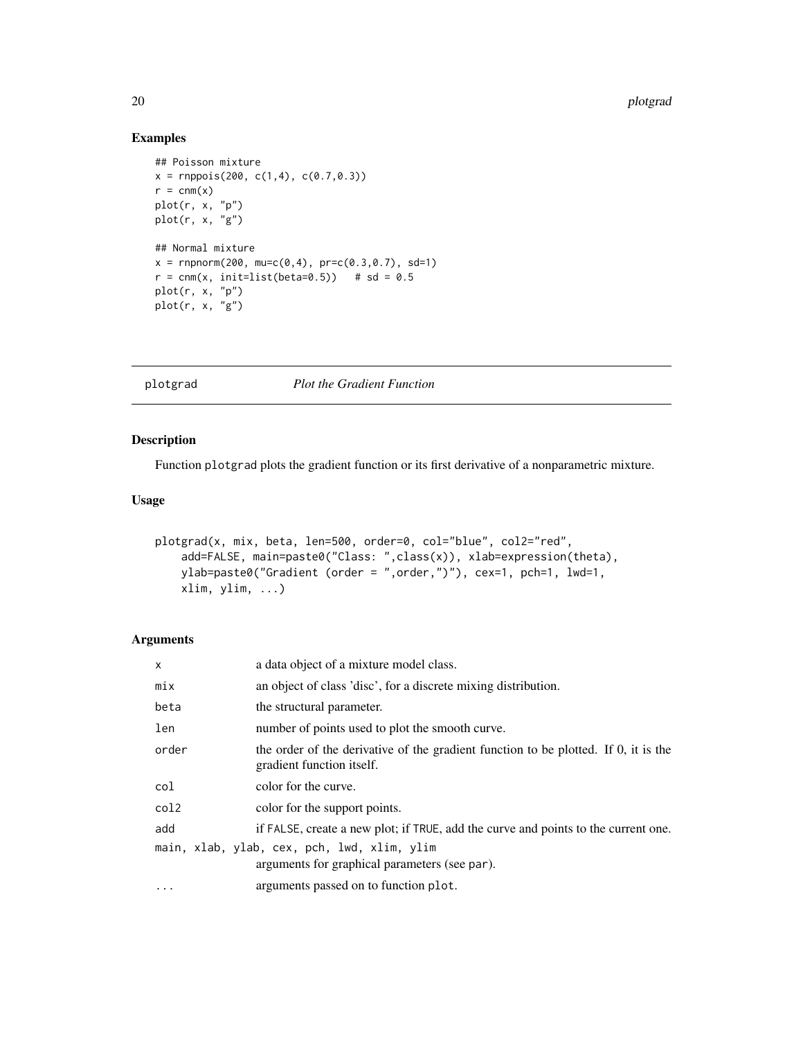## Examples

```
## Poisson mixture
x = rnppois(200, c(1,4), c(0.7,0.3))
r = cnm(x)
plot(r, x, "p")
plot(r, x, "g")

## Normal mixture
x = rnpnorm(200, mu=c(0,4), pr=c(0.3,0.7), sd=1)
r = cnm(x, init=list(beta=0.5))   # sd = 0.5
plot(r, x, "p")
plot(r, x, "g")
```

---

# plotgrad — *Plot the Gradient Function*

## Description

Function plotgrad plots the gradient function or its first derivative of a nonparametric mixture.

## Usage

```
plotgrad(x, mix, beta, len=500, order=0, col="blue", col2="red",
    add=FALSE, main=paste0("Class: ",class(x)), xlab=expression(theta),
    ylab=paste0("Gradient (order = ",order,")"), cex=1, pch=1, lwd=1,
    xlim, ylim, ...)
```

## Arguments

| | |
|---|---|
| x | a data object of a mixture model class. |
| mix | an object of class 'disc', for a discrete mixing distribution. |
| beta | the structural parameter. |
| len | number of points used to plot the smooth curve. |
| order | the order of the derivative of the gradient function to be plotted. If 0, it is the gradient function itself. |
| col | color for the curve. |
| col2 | color for the support points. |
| add | if FALSE, create a new plot; if TRUE, add the curve and points to the current one. |
| main, xlab, ylab, cex, pch, lwd, xlim, ylim | arguments for graphical parameters (see par). |
| ... | arguments passed on to function plot. |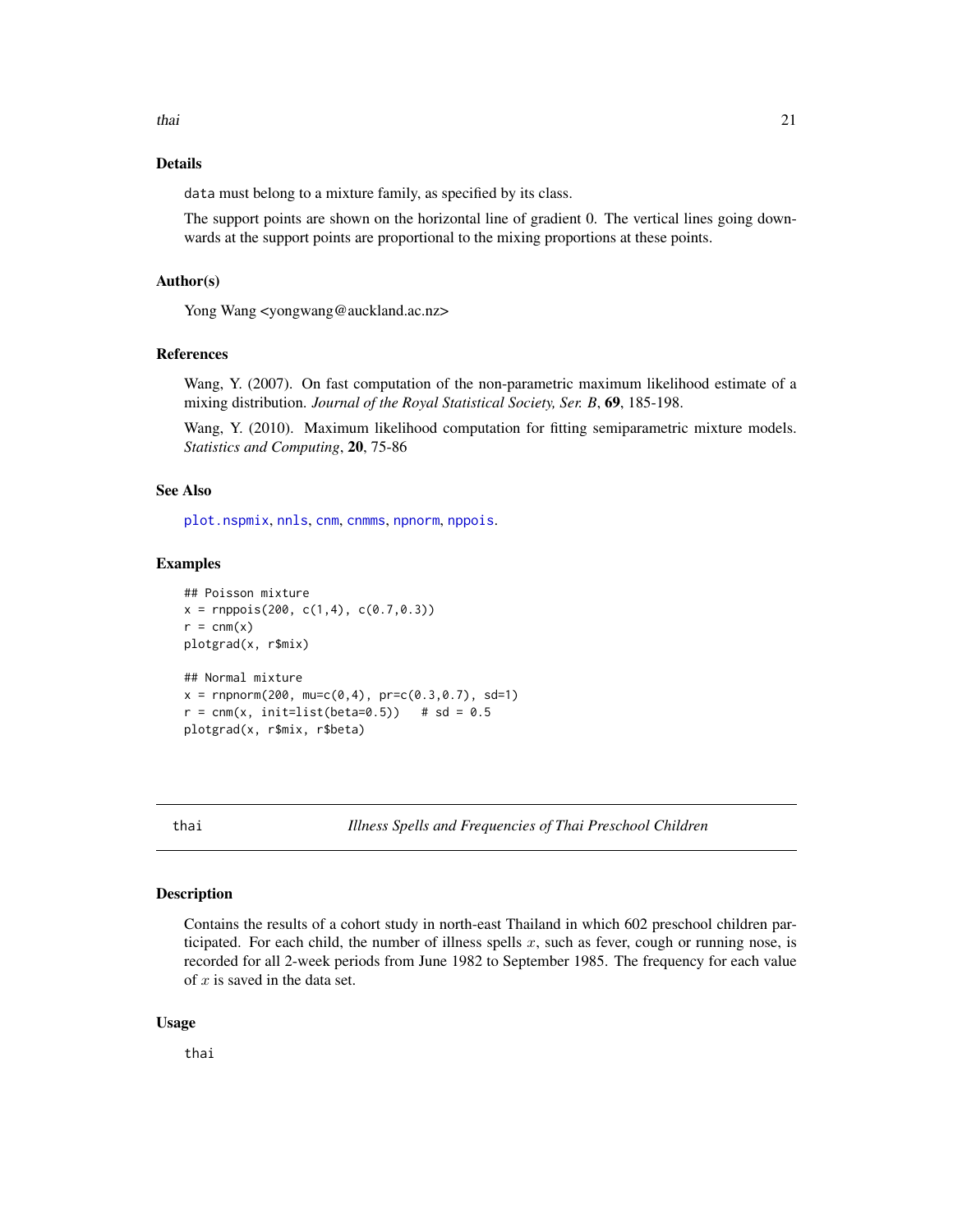## Details

`data` must belong to a mixture family, as specified by its class.

The support points are shown on the horizontal line of gradient 0. The vertical lines going downwards at the support points are proportional to the mixing proportions at these points.

## Author(s)

Yong Wang <yongwang@auckland.ac.nz>

## References

Wang, Y. (2007). On fast computation of the non-parametric maximum likelihood estimate of a mixing distribution. *Journal of the Royal Statistical Society, Ser. B*, **69**, 185-198.

Wang, Y. (2010). Maximum likelihood computation for fitting semiparametric mixture models. *Statistics and Computing*, **20**, 75-86

## See Also

`plot.nspmix`, `nnls`, `cnm`, `cnmms`, `npnorm`, `nppois`.

## Examples

```
## Poisson mixture
x = rnppois(200, c(1,4), c(0.7,0.3))
r = cnm(x)
plotgrad(x, r$mix)

## Normal mixture
x = rnpnorm(200, mu=c(0,4), pr=c(0.3,0.7), sd=1)
r = cnm(x, init=list(beta=0.5))   # sd = 0.5
plotgrad(x, r$mix, r$beta)
```

---

# thai — *Illness Spells and Frequencies of Thai Preschool Children*

## Description

Contains the results of a cohort study in north-east Thailand in which 602 preschool children participated. For each child, the number of illness spells $x$, such as fever, cough or running nose, is recorded for all 2-week periods from June 1982 to September 1985. The frequency for each value of $x$ is saved in the data set.

## Usage

```
thai
```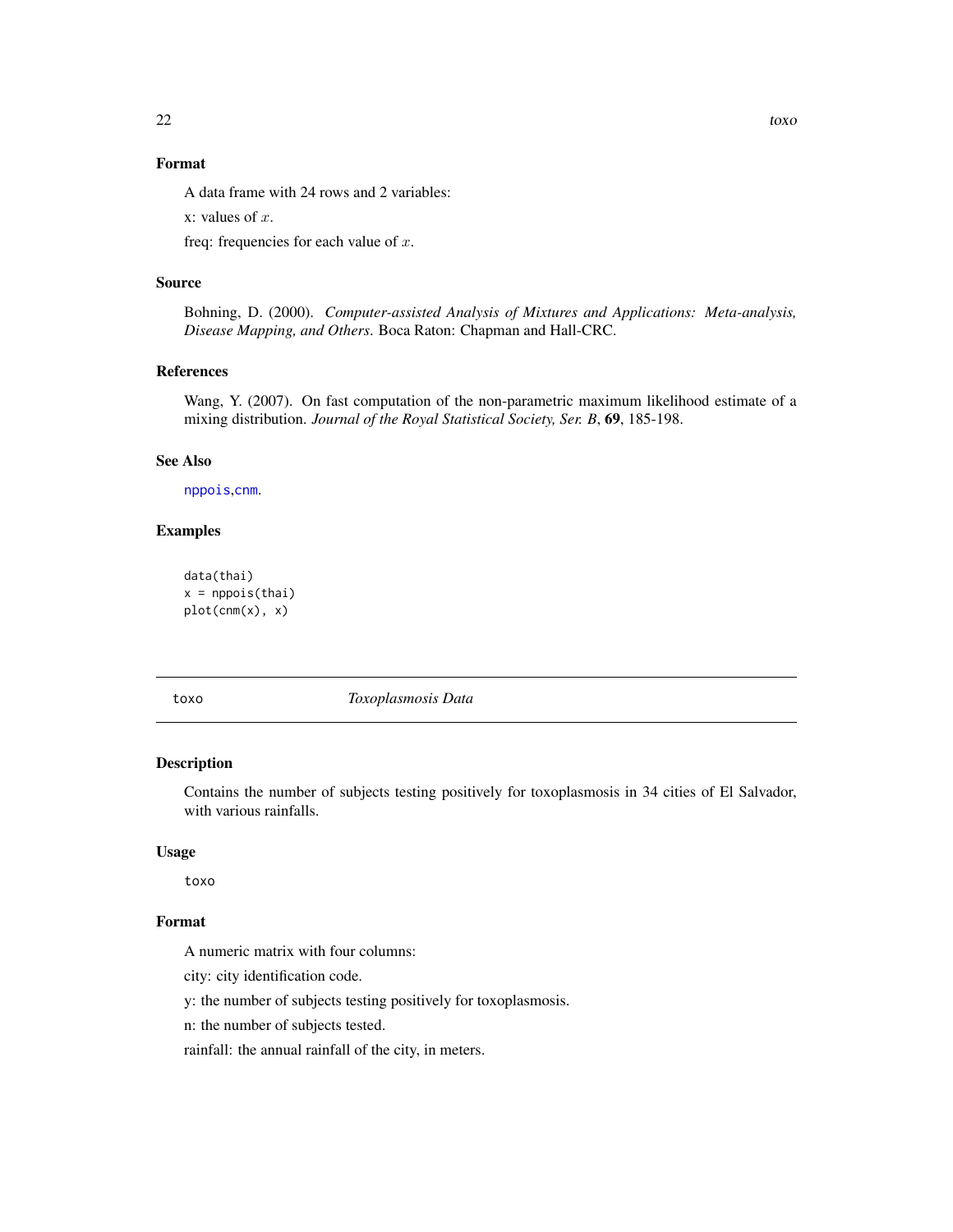### Format

A data frame with 24 rows and 2 variables:

x: values of $x$.

freq: frequencies for each value of $x$.

### Source

Bohning, D. (2000). *Computer-assisted Analysis of Mixtures and Applications: Meta-analysis, Disease Mapping, and Others*. Boca Raton: Chapman and Hall-CRC.

### References

Wang, Y. (2007). On fast computation of the non-parametric maximum likelihood estimate of a mixing distribution. *Journal of the Royal Statistical Society, Ser. B*, **69**, 185-198.

### See Also

nppois, cnm.

### Examples

```
data(thai)
x = nppois(thai)
plot(cnm(x), x)
```

---

## toxo — *Toxoplasmosis Data*

### Description

Contains the number of subjects testing positively for toxoplasmosis in 34 cities of El Salvador, with various rainfalls.

### Usage

```
toxo
```

### Format

A numeric matrix with four columns:

city: city identification code.

y: the number of subjects testing positively for toxoplasmosis.

n: the number of subjects tested.

rainfall: the annual rainfall of the city, in meters.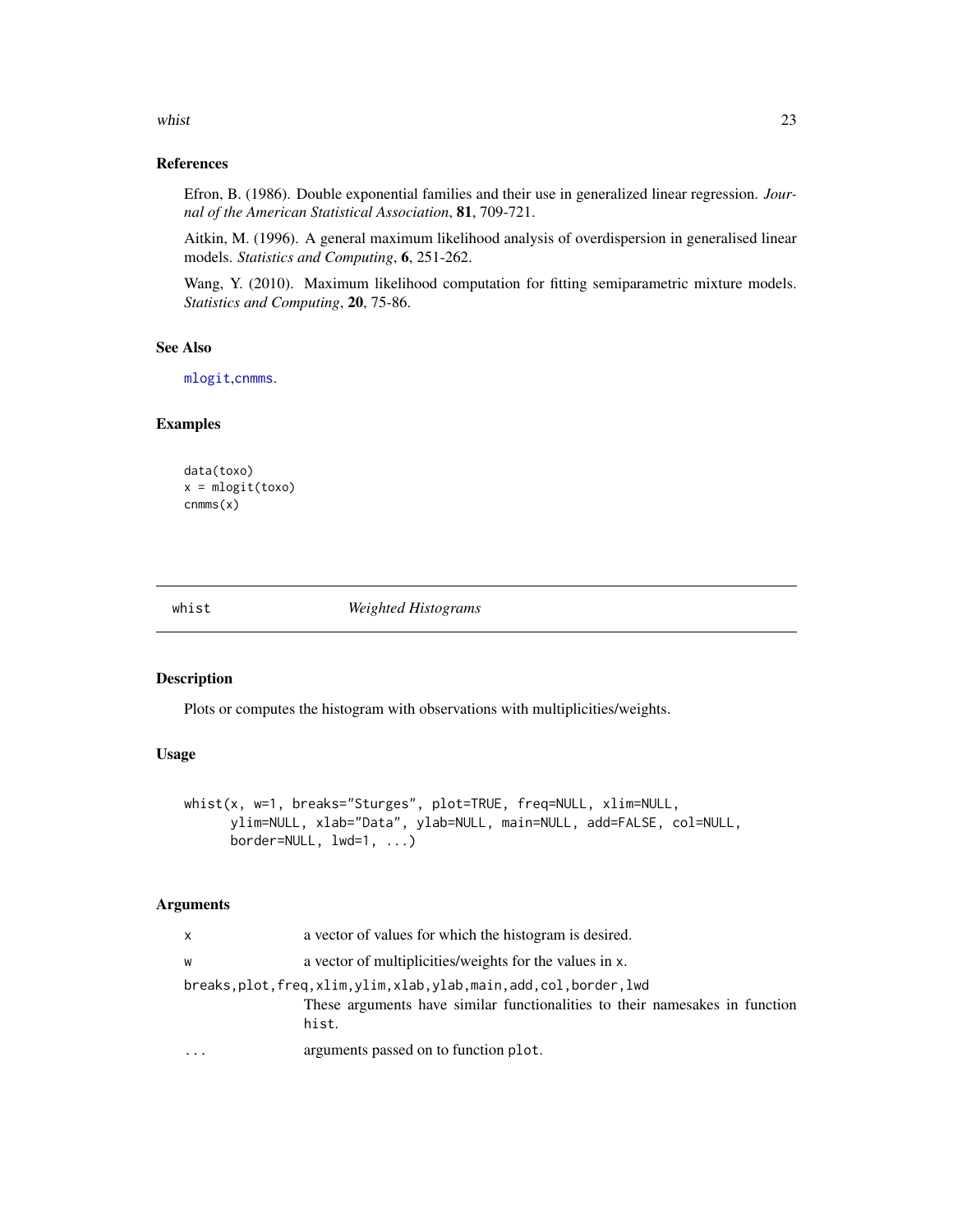### References

Efron, B. (1986). Double exponential families and their use in generalized linear regression. *Journal of the American Statistical Association*, **81**, 709-721.

Aitkin, M. (1996). A general maximum likelihood analysis of overdispersion in generalised linear models. *Statistics and Computing*, **6**, 251-262.

Wang, Y. (2010). Maximum likelihood computation for fitting semiparametric mixture models. *Statistics and Computing*, **20**, 75-86.

### See Also

`mlogit`,`cnmms`.

### Examples

```
data(toxo)
x = mlogit(toxo)
cnmms(x)
```

---

## whist *Weighted Histograms*

---

### Description

Plots or computes the histogram with observations with multiplicities/weights.

### Usage

```
whist(x, w=1, breaks="Sturges", plot=TRUE, freq=NULL, xlim=NULL,
      ylim=NULL, xlab="Data", ylab=NULL, main=NULL, add=FALSE, col=NULL,
      border=NULL, lwd=1, ...)
```

### Arguments

| | |
|---|---|
| `x` | a vector of values for which the histogram is desired. |
| `w` | a vector of multiplicities/weights for the values in `x`. |
| `breaks,plot,freq,xlim,ylim,xlab,ylab,main,add,col,border,lwd` | These arguments have similar functionalities to their namesakes in function `hist`. |
| `...` | arguments passed on to function `plot`. |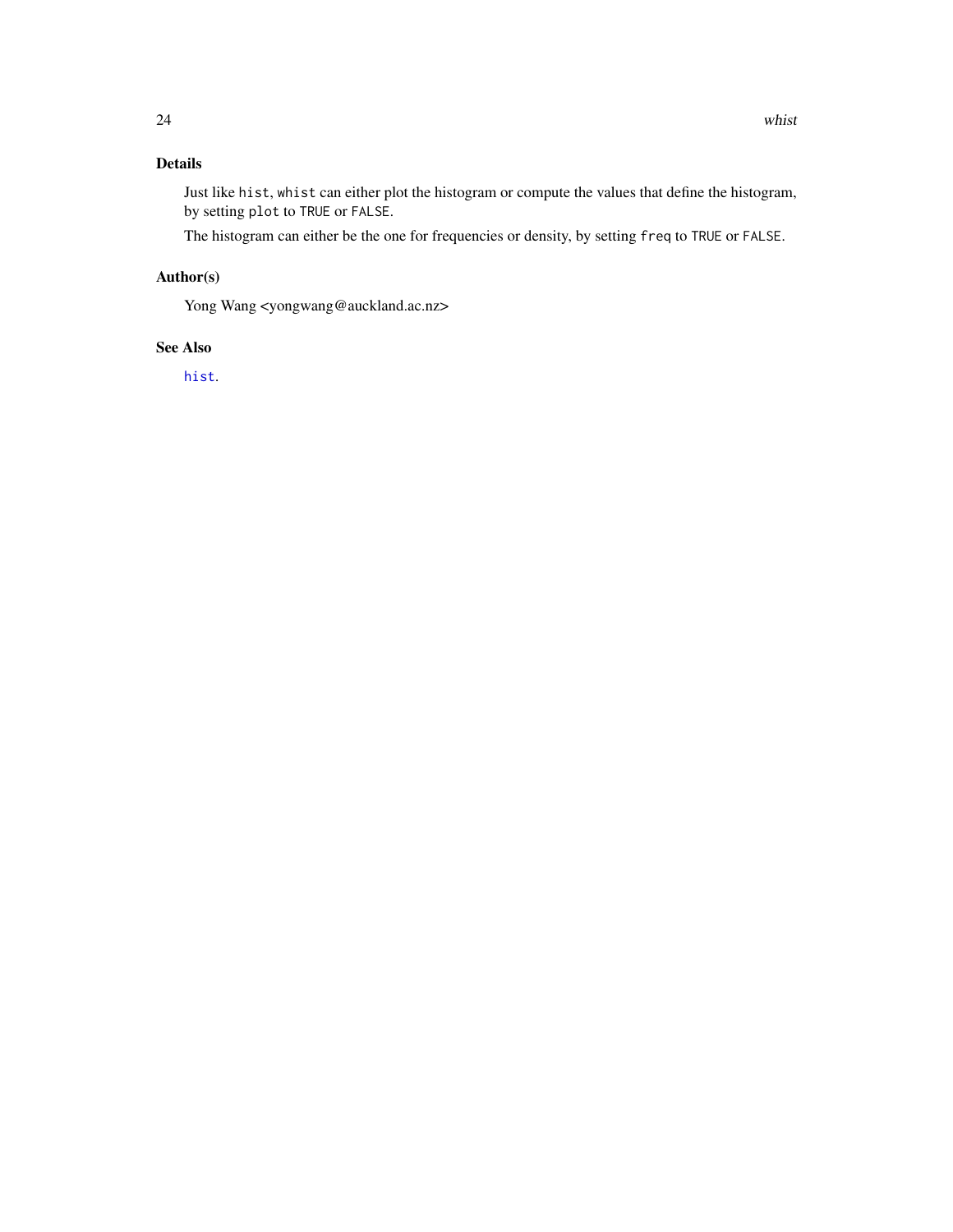## Details

Just like `hist`, `whist` can either plot the histogram or compute the values that define the histogram, by setting `plot` to `TRUE` or `FALSE`.

The histogram can either be the one for frequencies or density, by setting `freq` to `TRUE` or `FALSE`.

## Author(s)

Yong Wang <yongwang@auckland.ac.nz>

## See Also

`hist`.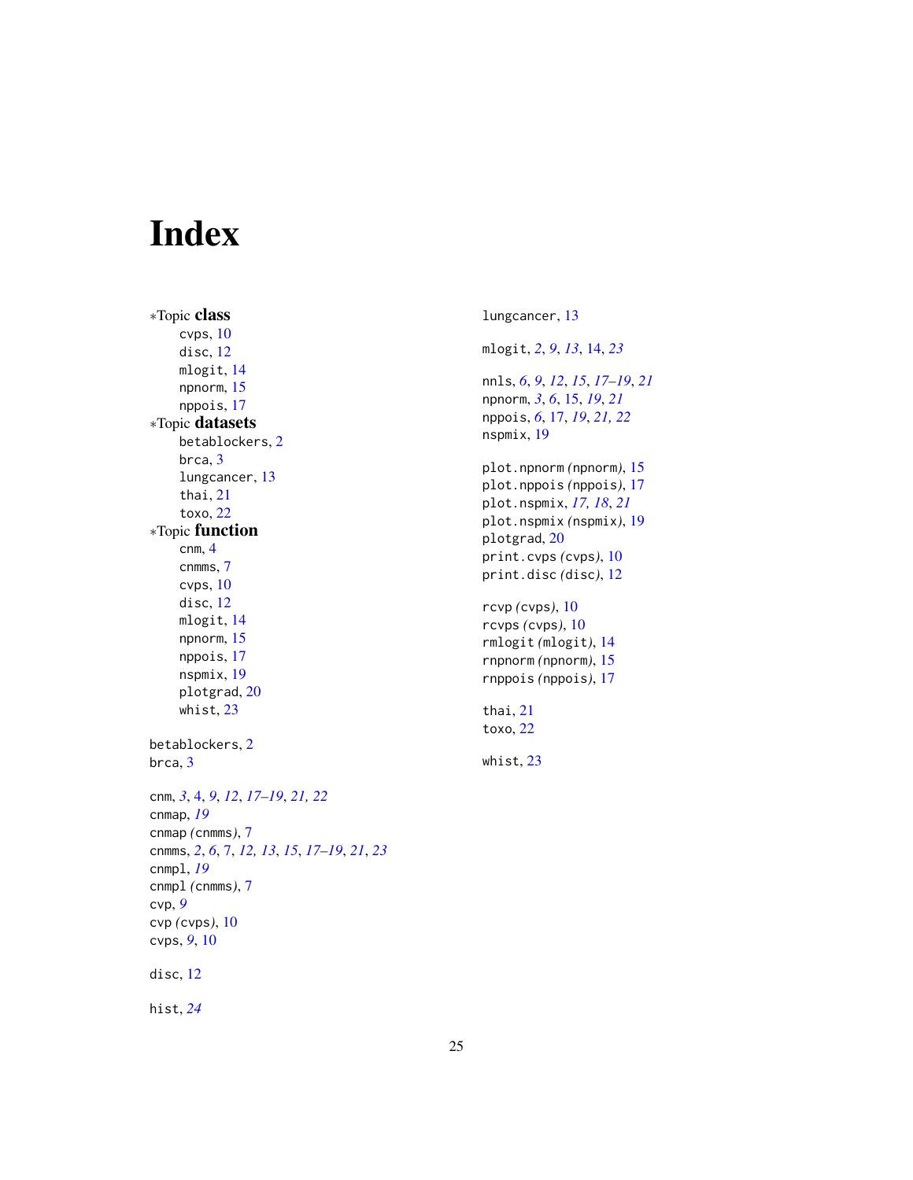# Index

∗Topic **class**
- cvps, 10
- disc, 12
- mlogit, 14
- npnorm, 15
- nppois, 17

∗Topic **datasets**
- betablockers, 2
- brca, 3
- lungcancer, 13
- thai, 21
- toxo, 22

∗Topic **function**
- cnm, 4
- cnmms, 7
- cvps, 10
- disc, 12
- mlogit, 14
- npnorm, 15
- nppois, 17
- nspmix, 19
- plotgrad, 20
- whist, 23

betablockers, 2
brca, 3

cnm, *3*, 4, *9*, *12*, *17–19*, *21, 22*
cnmap, *19*
cnmap *(*cnmms*)*, 7
cnmms, *2*, *6*, 7, *12, 13*, *15*, *17–19*, *21*, *23*
cnmpl, *19*
cnmpl *(*cnmms*)*, 7
cvp, *9*
cvp *(*cvps*)*, 10
cvps, *9*, 10

disc, 12

hist, *24*

lungcancer, 13

mlogit, *2*, *9*, *13*, 14, *23*

nnls, *6*, *9*, *12*, *15*, *17–19*, *21*
npnorm, *3*, *6*, 15, *19*, *21*
nppois, *6*, 17, *19*, *21, 22*
nspmix, 19

plot.npnorm *(*npnorm*)*, 15
plot.nppois *(*nppois*)*, 17
plot.nspmix, *17, 18*, *21*
plot.nspmix *(*nspmix*)*, 19
plotgrad, 20
print.cvps *(*cvps*)*, 10
print.disc *(*disc*)*, 12

rcvp *(*cvps*)*, 10
rcvps *(*cvps*)*, 10
rmlogit *(*mlogit*)*, 14
rnpnorm *(*npnorm*)*, 15
rnppois *(*nppois*)*, 17

thai, 21
toxo, 22

whist, 23